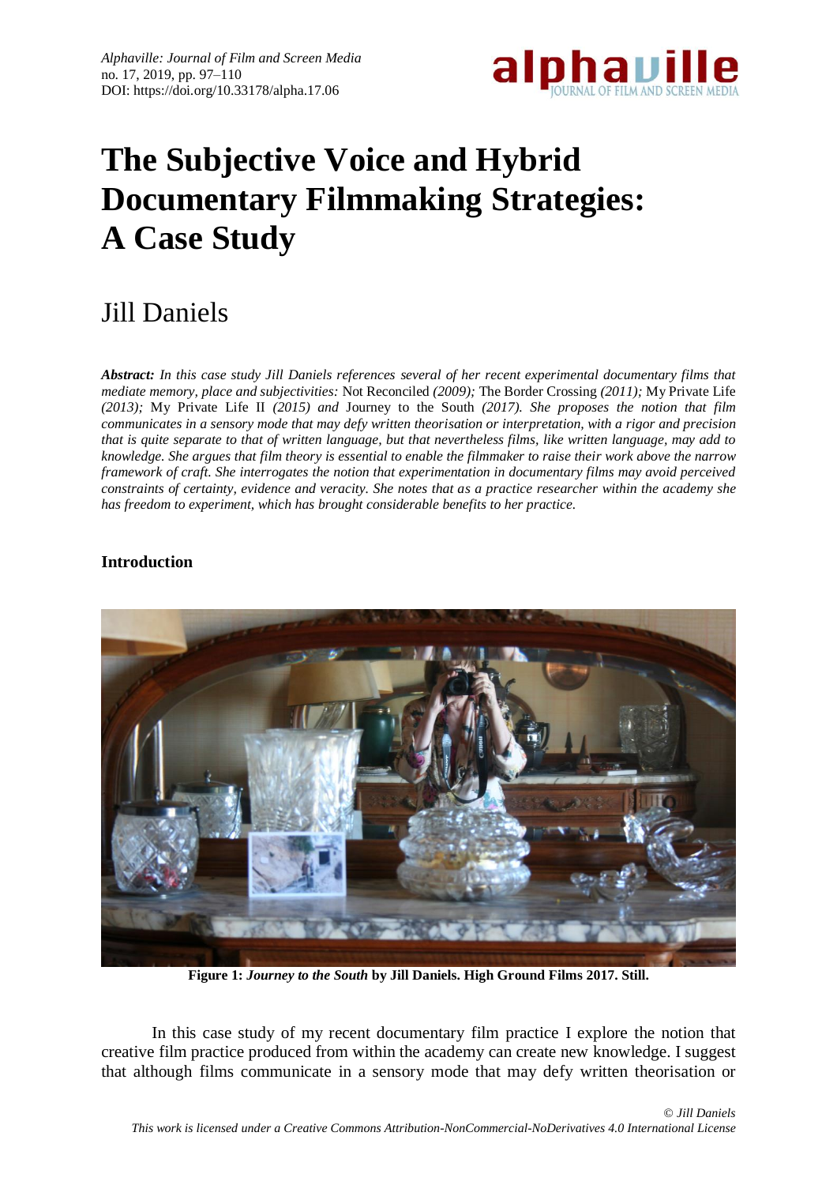# The Subjective Voice and Hybrid Documentary Filmmaking Strategies: A Case Study

Jill Daniels

***Abstract:*** *In this case study Jill Daniels references several of her recent experimental documentary films that mediate memory, place and subjectivities:* Not Reconciled *(2009);* The Border Crossing *(2011);* My Private Life *(2013);* My Private Life II *(2015) and* Journey to the South *(2017). She proposes the notion that film communicates in a sensory mode that may defy written theorisation or interpretation, with a rigor and precision that is quite separate to that of written language, but that nevertheless films, like written language, may add to knowledge. She argues that film theory is essential to enable the filmmaker to raise their work above the narrow framework of craft. She interrogates the notion that experimentation in documentary films may avoid perceived constraints of certainty, evidence and veracity. She notes that as a practice researcher within the academy she has freedom to experiment, which has brought considerable benefits to her practice.*

## Introduction

**Figure 1: *Journey to the South* by Jill Daniels. High Ground Films 2017. Still.**

In this case study of my recent documentary film practice I explore the notion that creative film practice produced from within the academy can create new knowledge. I suggest that although films communicate in a sensory mode that may defy written theorisation or

*© Jill Daniels*
*This work is licensed under a Creative Commons Attribution-NonCommercial-NoDerivatives 4.0 International License*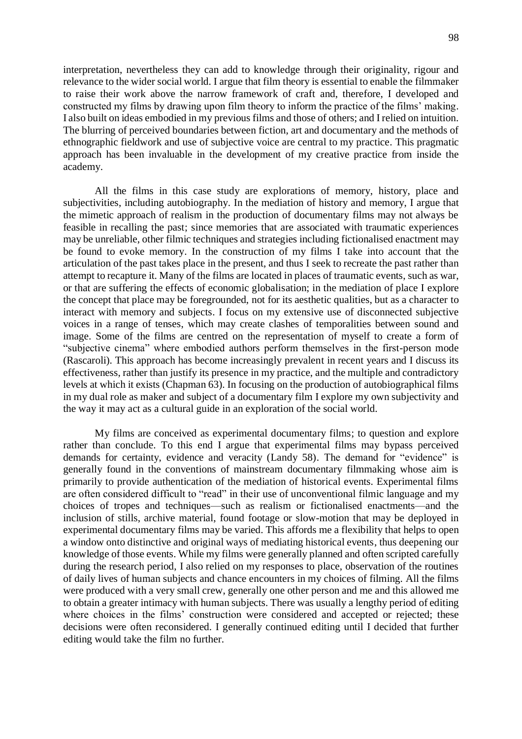interpretation, nevertheless they can add to knowledge through their originality, rigour and relevance to the wider social world. I argue that film theory is essential to enable the filmmaker to raise their work above the narrow framework of craft and, therefore, I developed and constructed my films by drawing upon film theory to inform the practice of the films' making. I also built on ideas embodied in my previous films and those of others; and I relied on intuition. The blurring of perceived boundaries between fiction, art and documentary and the methods of ethnographic fieldwork and use of subjective voice are central to my practice. This pragmatic approach has been invaluable in the development of my creative practice from inside the academy.

All the films in this case study are explorations of memory, history, place and subjectivities, including autobiography. In the mediation of history and memory, I argue that the mimetic approach of realism in the production of documentary films may not always be feasible in recalling the past; since memories that are associated with traumatic experiences may be unreliable, other filmic techniques and strategies including fictionalised enactment may be found to evoke memory. In the construction of my films I take into account that the articulation of the past takes place in the present, and thus I seek to recreate the past rather than attempt to recapture it. Many of the films are located in places of traumatic events, such as war, or that are suffering the effects of economic globalisation; in the mediation of place I explore the concept that place may be foregrounded, not for its aesthetic qualities, but as a character to interact with memory and subjects. I focus on my extensive use of disconnected subjective voices in a range of tenses, which may create clashes of temporalities between sound and image. Some of the films are centred on the representation of myself to create a form of "subjective cinema" where embodied authors perform themselves in the first-person mode (Rascaroli). This approach has become increasingly prevalent in recent years and I discuss its effectiveness, rather than justify its presence in my practice, and the multiple and contradictory levels at which it exists (Chapman 63). In focusing on the production of autobiographical films in my dual role as maker and subject of a documentary film I explore my own subjectivity and the way it may act as a cultural guide in an exploration of the social world.

My films are conceived as experimental documentary films; to question and explore rather than conclude. To this end I argue that experimental films may bypass perceived demands for certainty, evidence and veracity (Landy 58). The demand for "evidence" is generally found in the conventions of mainstream documentary filmmaking whose aim is primarily to provide authentication of the mediation of historical events. Experimental films are often considered difficult to "read" in their use of unconventional filmic language and my choices of tropes and techniques—such as realism or fictionalised enactments—and the inclusion of stills, archive material, found footage or slow-motion that may be deployed in experimental documentary films may be varied. This affords me a flexibility that helps to open a window onto distinctive and original ways of mediating historical events, thus deepening our knowledge of those events. While my films were generally planned and often scripted carefully during the research period, I also relied on my responses to place, observation of the routines of daily lives of human subjects and chance encounters in my choices of filming. All the films were produced with a very small crew, generally one other person and me and this allowed me to obtain a greater intimacy with human subjects. There was usually a lengthy period of editing where choices in the films' construction were considered and accepted or rejected; these decisions were often reconsidered. I generally continued editing until I decided that further editing would take the film no further.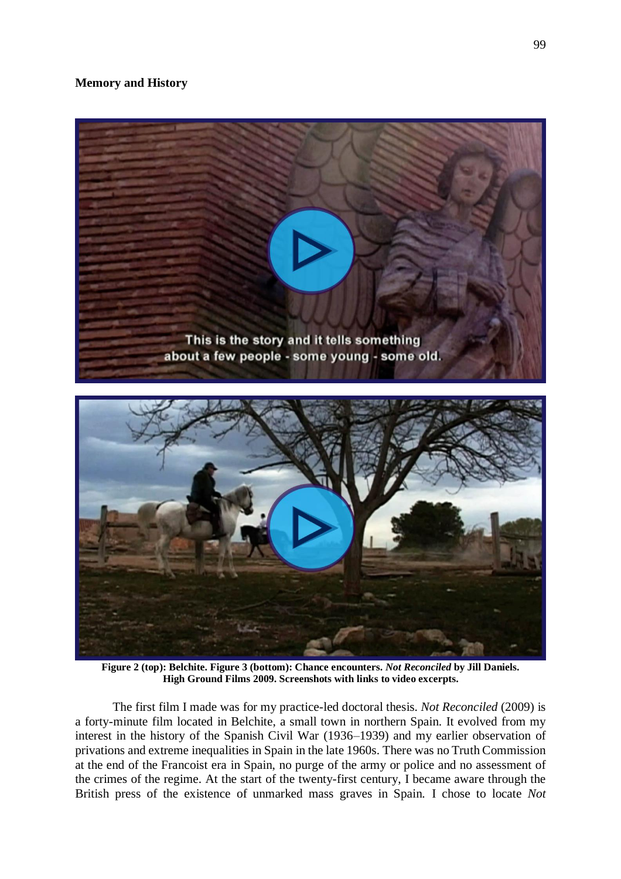**Memory and History**

**Figure 2 (top): Belchite. Figure 3 (bottom): Chance encounters.** ***Not Reconciled*** **by Jill Daniels. High Ground Films 2009. Screenshots with links to video excerpts.**

The first film I made was for my practice-led doctoral thesis. *Not Reconciled* (2009) is a forty-minute film located in Belchite, a small town in northern Spain. It evolved from my interest in the history of the Spanish Civil War (1936–1939) and my earlier observation of privations and extreme inequalities in Spain in the late 1960s. There was no Truth Commission at the end of the Francoist era in Spain, no purge of the army or police and no assessment of the crimes of the regime. At the start of the twenty-first century, I became aware through the British press of the existence of unmarked mass graves in Spain. I chose to locate *Not*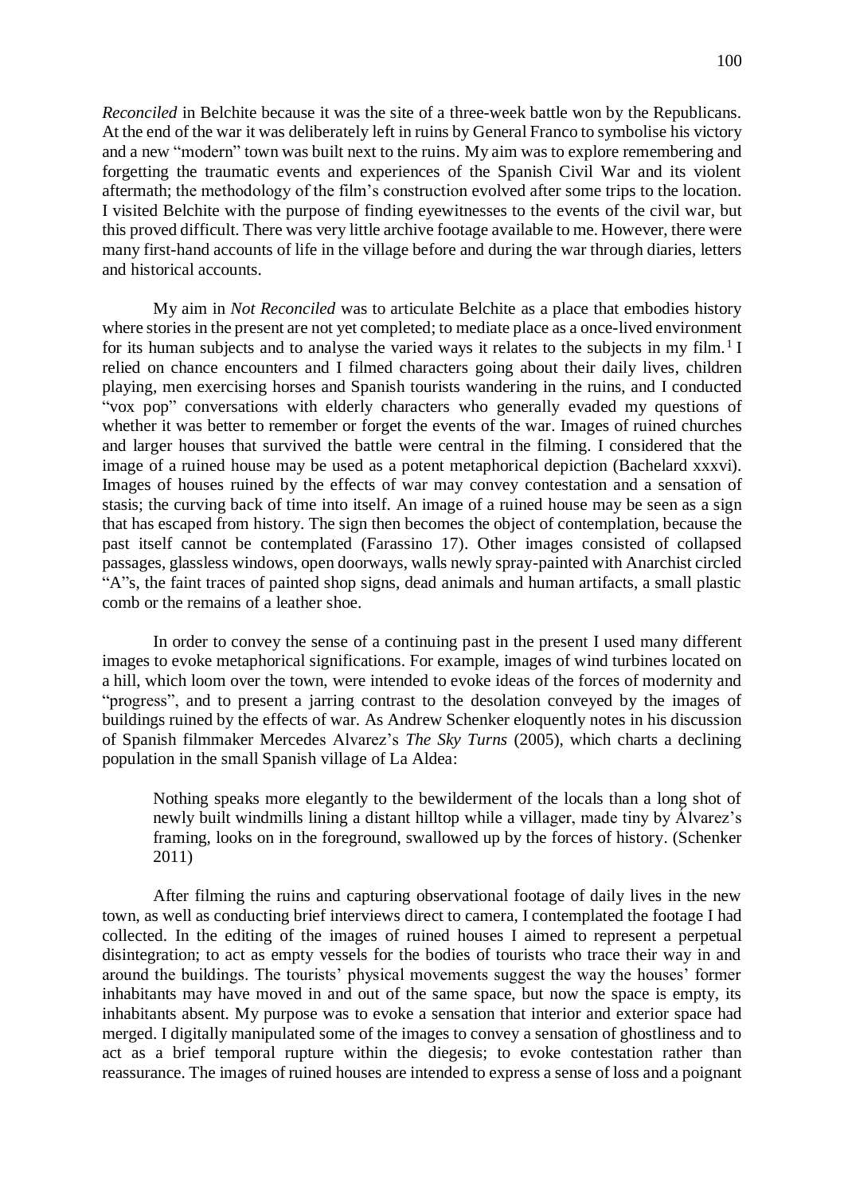*Reconciled* in Belchite because it was the site of a three-week battle won by the Republicans. At the end of the war it was deliberately left in ruins by General Franco to symbolise his victory and a new "modern" town was built next to the ruins. My aim was to explore remembering and forgetting the traumatic events and experiences of the Spanish Civil War and its violent aftermath; the methodology of the film's construction evolved after some trips to the location. I visited Belchite with the purpose of finding eyewitnesses to the events of the civil war, but this proved difficult. There was very little archive footage available to me. However, there were many first-hand accounts of life in the village before and during the war through diaries, letters and historical accounts.

My aim in *Not Reconciled* was to articulate Belchite as a place that embodies history where stories in the present are not yet completed; to mediate place as a once-lived environment for its human subjects and to analyse the varied ways it relates to the subjects in my film.[1] I relied on chance encounters and I filmed characters going about their daily lives, children playing, men exercising horses and Spanish tourists wandering in the ruins, and I conducted "vox pop" conversations with elderly characters who generally evaded my questions of whether it was better to remember or forget the events of the war. Images of ruined churches and larger houses that survived the battle were central in the filming. I considered that the image of a ruined house may be used as a potent metaphorical depiction (Bachelard xxxvi). Images of houses ruined by the effects of war may convey contestation and a sensation of stasis; the curving back of time into itself. An image of a ruined house may be seen as a sign that has escaped from history. The sign then becomes the object of contemplation, because the past itself cannot be contemplated (Farassino 17). Other images consisted of collapsed passages, glassless windows, open doorways, walls newly spray-painted with Anarchist circled "A"s, the faint traces of painted shop signs, dead animals and human artifacts, a small plastic comb or the remains of a leather shoe.

In order to convey the sense of a continuing past in the present I used many different images to evoke metaphorical significations. For example, images of wind turbines located on a hill, which loom over the town, were intended to evoke ideas of the forces of modernity and "progress", and to present a jarring contrast to the desolation conveyed by the images of buildings ruined by the effects of war. As Andrew Schenker eloquently notes in his discussion of Spanish filmmaker Mercedes Alvarez's *The Sky Turns* (2005), which charts a declining population in the small Spanish village of La Aldea:

> Nothing speaks more elegantly to the bewilderment of the locals than a long shot of newly built windmills lining a distant hilltop while a villager, made tiny by Álvarez's framing, looks on in the foreground, swallowed up by the forces of history. (Schenker 2011)

After filming the ruins and capturing observational footage of daily lives in the new town, as well as conducting brief interviews direct to camera, I contemplated the footage I had collected. In the editing of the images of ruined houses I aimed to represent a perpetual disintegration; to act as empty vessels for the bodies of tourists who trace their way in and around the buildings. The tourists' physical movements suggest the way the houses' former inhabitants may have moved in and out of the same space, but now the space is empty, its inhabitants absent. My purpose was to evoke a sensation that interior and exterior space had merged. I digitally manipulated some of the images to convey a sensation of ghostliness and to act as a brief temporal rupture within the diegesis; to evoke contestation rather than reassurance. The images of ruined houses are intended to express a sense of loss and a poignant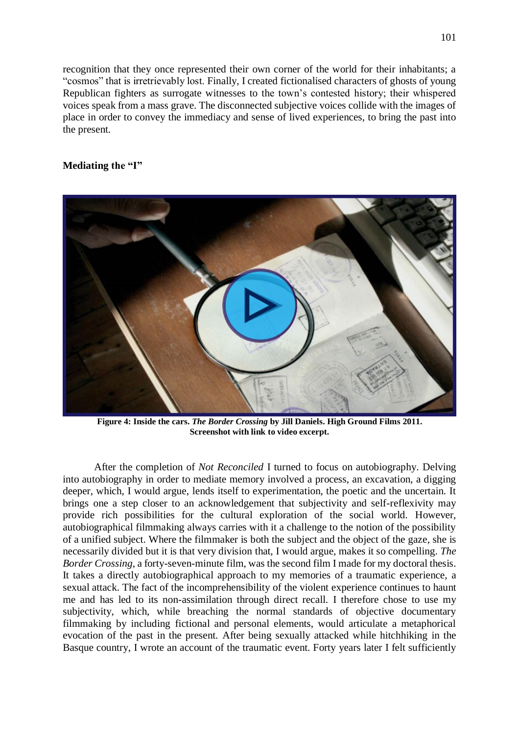recognition that they once represented their own corner of the world for their inhabitants; a "cosmos" that is irretrievably lost. Finally, I created fictionalised characters of ghosts of young Republican fighters as surrogate witnesses to the town's contested history; their whispered voices speak from a mass grave. The disconnected subjective voices collide with the images of place in order to convey the immediacy and sense of lived experiences, to bring the past into the present.

## Mediating the "I"

**Figure 4: Inside the cars. *The Border Crossing* by Jill Daniels. High Ground Films 2011. Screenshot with link to video excerpt.**

After the completion of *Not Reconciled* I turned to focus on autobiography. Delving into autobiography in order to mediate memory involved a process, an excavation, a digging deeper, which, I would argue, lends itself to experimentation, the poetic and the uncertain. It brings one a step closer to an acknowledgement that subjectivity and self-reflexivity may provide rich possibilities for the cultural exploration of the social world. However, autobiographical filmmaking always carries with it a challenge to the notion of the possibility of a unified subject. Where the filmmaker is both the subject and the object of the gaze, she is necessarily divided but it is that very division that, I would argue, makes it so compelling. *The Border Crossing*, a forty-seven-minute film, was the second film I made for my doctoral thesis. It takes a directly autobiographical approach to my memories of a traumatic experience, a sexual attack. The fact of the incomprehensibility of the violent experience continues to haunt me and has led to its non-assimilation through direct recall. I therefore chose to use my subjectivity, which, while breaching the normal standards of objective documentary filmmaking by including fictional and personal elements, would articulate a metaphorical evocation of the past in the present. After being sexually attacked while hitchhiking in the Basque country, I wrote an account of the traumatic event. Forty years later I felt sufficiently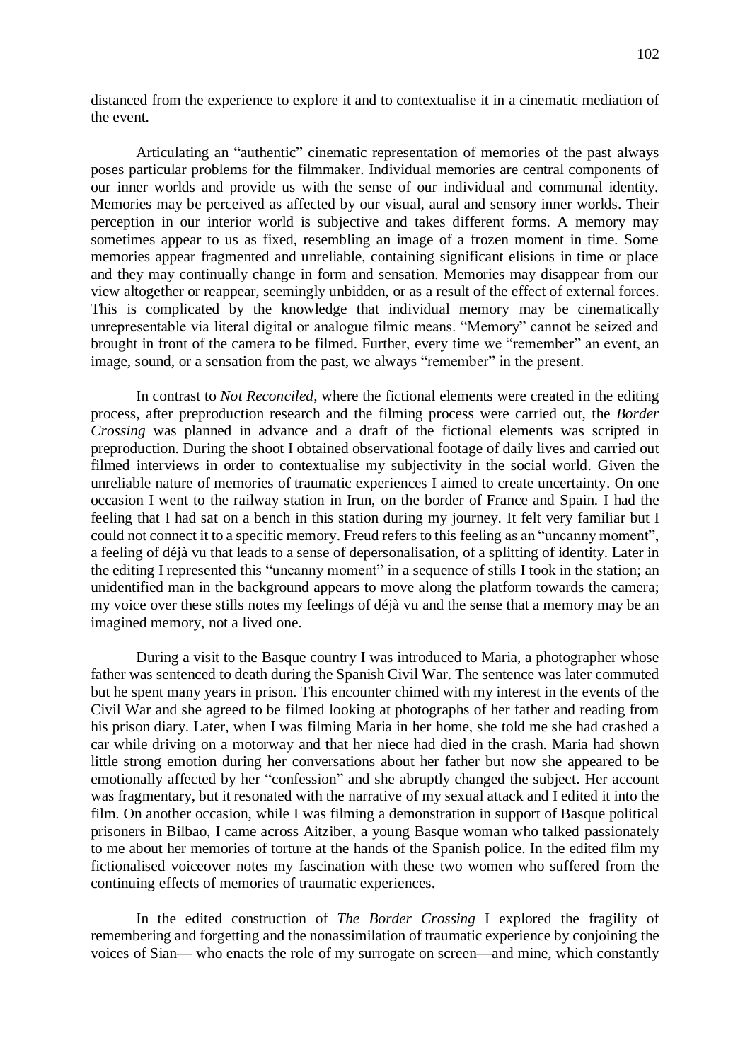distanced from the experience to explore it and to contextualise it in a cinematic mediation of the event.

Articulating an "authentic" cinematic representation of memories of the past always poses particular problems for the filmmaker. Individual memories are central components of our inner worlds and provide us with the sense of our individual and communal identity. Memories may be perceived as affected by our visual, aural and sensory inner worlds. Their perception in our interior world is subjective and takes different forms. A memory may sometimes appear to us as fixed, resembling an image of a frozen moment in time. Some memories appear fragmented and unreliable, containing significant elisions in time or place and they may continually change in form and sensation. Memories may disappear from our view altogether or reappear, seemingly unbidden, or as a result of the effect of external forces. This is complicated by the knowledge that individual memory may be cinematically unrepresentable via literal digital or analogue filmic means. "Memory" cannot be seized and brought in front of the camera to be filmed. Further, every time we "remember" an event, an image, sound, or a sensation from the past, we always "remember" in the present.

In contrast to *Not Reconciled*, where the fictional elements were created in the editing process, after preproduction research and the filming process were carried out, the *Border Crossing* was planned in advance and a draft of the fictional elements was scripted in preproduction. During the shoot I obtained observational footage of daily lives and carried out filmed interviews in order to contextualise my subjectivity in the social world. Given the unreliable nature of memories of traumatic experiences I aimed to create uncertainty. On one occasion I went to the railway station in Irun, on the border of France and Spain. I had the feeling that I had sat on a bench in this station during my journey. It felt very familiar but I could not connect it to a specific memory. Freud refers to this feeling as an "uncanny moment", a feeling of déjà vu that leads to a sense of depersonalisation, of a splitting of identity. Later in the editing I represented this "uncanny moment" in a sequence of stills I took in the station; an unidentified man in the background appears to move along the platform towards the camera; my voice over these stills notes my feelings of déjà vu and the sense that a memory may be an imagined memory, not a lived one.

During a visit to the Basque country I was introduced to Maria, a photographer whose father was sentenced to death during the Spanish Civil War. The sentence was later commuted but he spent many years in prison. This encounter chimed with my interest in the events of the Civil War and she agreed to be filmed looking at photographs of her father and reading from his prison diary. Later, when I was filming Maria in her home, she told me she had crashed a car while driving on a motorway and that her niece had died in the crash. Maria had shown little strong emotion during her conversations about her father but now she appeared to be emotionally affected by her "confession" and she abruptly changed the subject. Her account was fragmentary, but it resonated with the narrative of my sexual attack and I edited it into the film. On another occasion, while I was filming a demonstration in support of Basque political prisoners in Bilbao, I came across Aitziber, a young Basque woman who talked passionately to me about her memories of torture at the hands of the Spanish police. In the edited film my fictionalised voiceover notes my fascination with these two women who suffered from the continuing effects of memories of traumatic experiences.

In the edited construction of *The Border Crossing* I explored the fragility of remembering and forgetting and the nonassimilation of traumatic experience by conjoining the voices of Sian— who enacts the role of my surrogate on screen—and mine, which constantly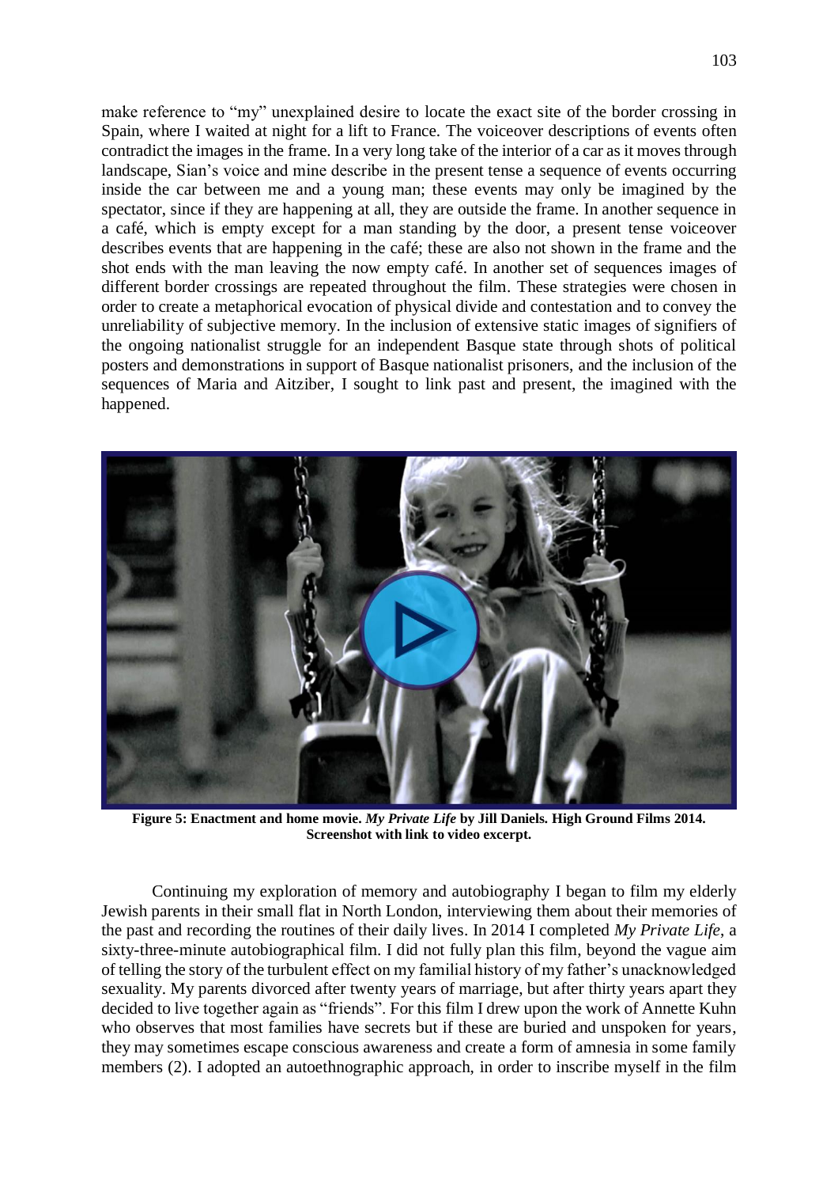make reference to "my" unexplained desire to locate the exact site of the border crossing in Spain, where I waited at night for a lift to France. The voiceover descriptions of events often contradict the images in the frame. In a very long take of the interior of a car as it moves through landscape, Sian's voice and mine describe in the present tense a sequence of events occurring inside the car between me and a young man; these events may only be imagined by the spectator, since if they are happening at all, they are outside the frame. In another sequence in a café, which is empty except for a man standing by the door, a present tense voiceover describes events that are happening in the café; these are also not shown in the frame and the shot ends with the man leaving the now empty café. In another set of sequences images of different border crossings are repeated throughout the film. These strategies were chosen in order to create a metaphorical evocation of physical divide and contestation and to convey the unreliability of subjective memory. In the inclusion of extensive static images of signifiers of the ongoing nationalist struggle for an independent Basque state through shots of political posters and demonstrations in support of Basque nationalist prisoners, and the inclusion of the sequences of Maria and Aitziber, I sought to link past and present, the imagined with the happened.

**Figure 5: Enactment and home movie. *My Private Life* by Jill Daniels. High Ground Films 2014. Screenshot with link to video excerpt.**

Continuing my exploration of memory and autobiography I began to film my elderly Jewish parents in their small flat in North London, interviewing them about their memories of the past and recording the routines of their daily lives. In 2014 I completed *My Private Life*, a sixty-three-minute autobiographical film. I did not fully plan this film, beyond the vague aim of telling the story of the turbulent effect on my familial history of my father's unacknowledged sexuality. My parents divorced after twenty years of marriage, but after thirty years apart they decided to live together again as "friends". For this film I drew upon the work of Annette Kuhn who observes that most families have secrets but if these are buried and unspoken for years, they may sometimes escape conscious awareness and create a form of amnesia in some family members (2). I adopted an autoethnographic approach, in order to inscribe myself in the film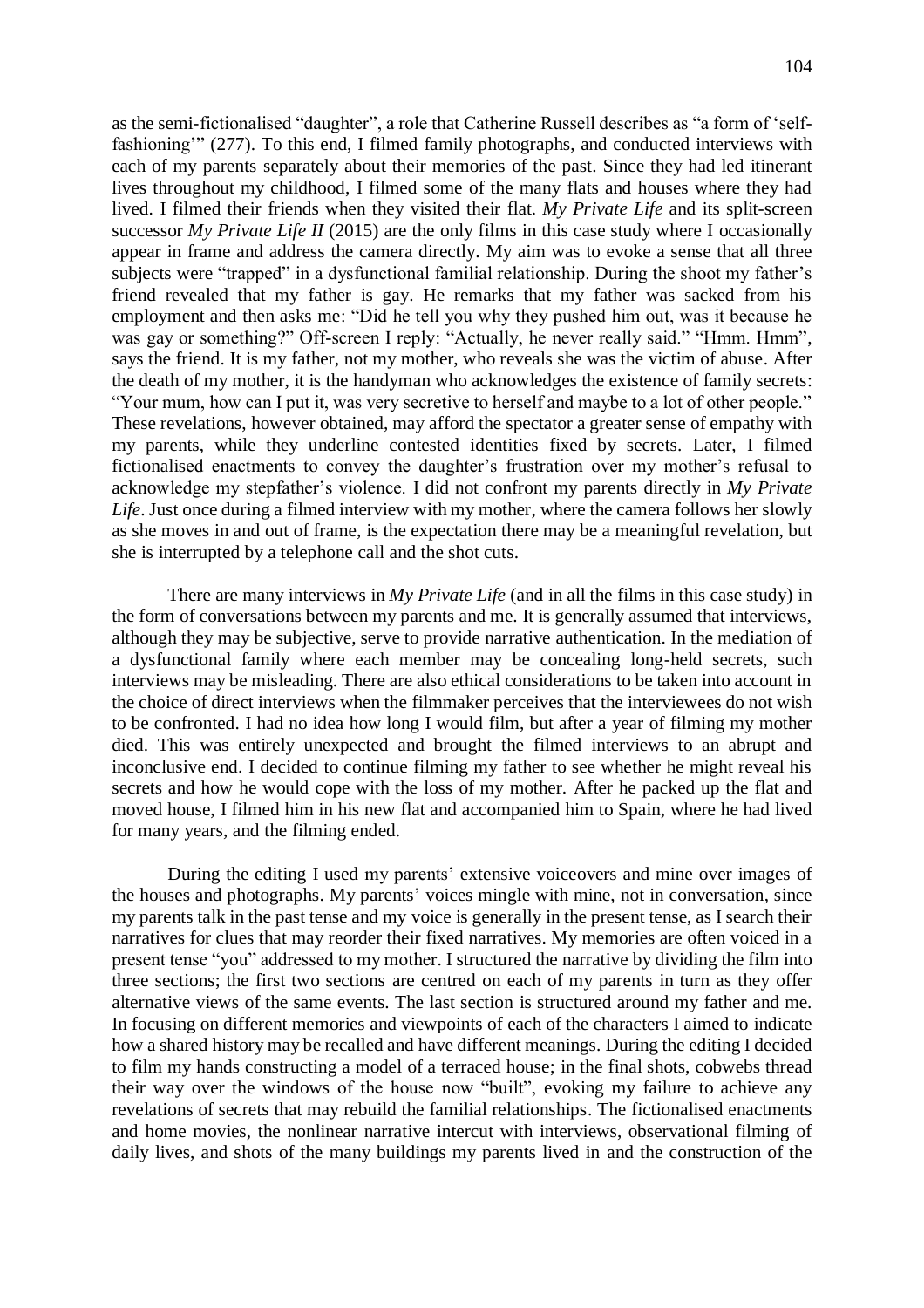as the semi-fictionalised “daughter”, a role that Catherine Russell describes as “a form of ‘self-fashioning’” (277). To this end, I filmed family photographs, and conducted interviews with each of my parents separately about their memories of the past. Since they had led itinerant lives throughout my childhood, I filmed some of the many flats and houses where they had lived. I filmed their friends when they visited their flat. *My Private Life* and its split-screen successor *My Private Life II* (2015) are the only films in this case study where I occasionally appear in frame and address the camera directly. My aim was to evoke a sense that all three subjects were “trapped” in a dysfunctional familial relationship. During the shoot my father’s friend revealed that my father is gay. He remarks that my father was sacked from his employment and then asks me: “Did he tell you why they pushed him out, was it because he was gay or something?” Off-screen I reply: “Actually, he never really said.” “Hmm. Hmm”, says the friend. It is my father, not my mother, who reveals she was the victim of abuse. After the death of my mother, it is the handyman who acknowledges the existence of family secrets: “Your mum, how can I put it, was very secretive to herself and maybe to a lot of other people.” These revelations, however obtained, may afford the spectator a greater sense of empathy with my parents, while they underline contested identities fixed by secrets. Later, I filmed fictionalised enactments to convey the daughter’s frustration over my mother’s refusal to acknowledge my stepfather’s violence. I did not confront my parents directly in *My Private Life*. Just once during a filmed interview with my mother, where the camera follows her slowly as she moves in and out of frame, is the expectation there may be a meaningful revelation, but she is interrupted by a telephone call and the shot cuts.

There are many interviews in *My Private Life* (and in all the films in this case study) in the form of conversations between my parents and me. It is generally assumed that interviews, although they may be subjective, serve to provide narrative authentication. In the mediation of a dysfunctional family where each member may be concealing long-held secrets, such interviews may be misleading. There are also ethical considerations to be taken into account in the choice of direct interviews when the filmmaker perceives that the interviewees do not wish to be confronted. I had no idea how long I would film, but after a year of filming my mother died. This was entirely unexpected and brought the filmed interviews to an abrupt and inconclusive end. I decided to continue filming my father to see whether he might reveal his secrets and how he would cope with the loss of my mother. After he packed up the flat and moved house, I filmed him in his new flat and accompanied him to Spain, where he had lived for many years, and the filming ended.

During the editing I used my parents’ extensive voiceovers and mine over images of the houses and photographs. My parents’ voices mingle with mine, not in conversation, since my parents talk in the past tense and my voice is generally in the present tense, as I search their narratives for clues that may reorder their fixed narratives. My memories are often voiced in a present tense “you” addressed to my mother. I structured the narrative by dividing the film into three sections; the first two sections are centred on each of my parents in turn as they offer alternative views of the same events. The last section is structured around my father and me. In focusing on different memories and viewpoints of each of the characters I aimed to indicate how a shared history may be recalled and have different meanings. During the editing I decided to film my hands constructing a model of a terraced house; in the final shots, cobwebs thread their way over the windows of the house now “built”, evoking my failure to achieve any revelations of secrets that may rebuild the familial relationships. The fictionalised enactments and home movies, the nonlinear narrative intercut with interviews, observational filming of daily lives, and shots of the many buildings my parents lived in and the construction of the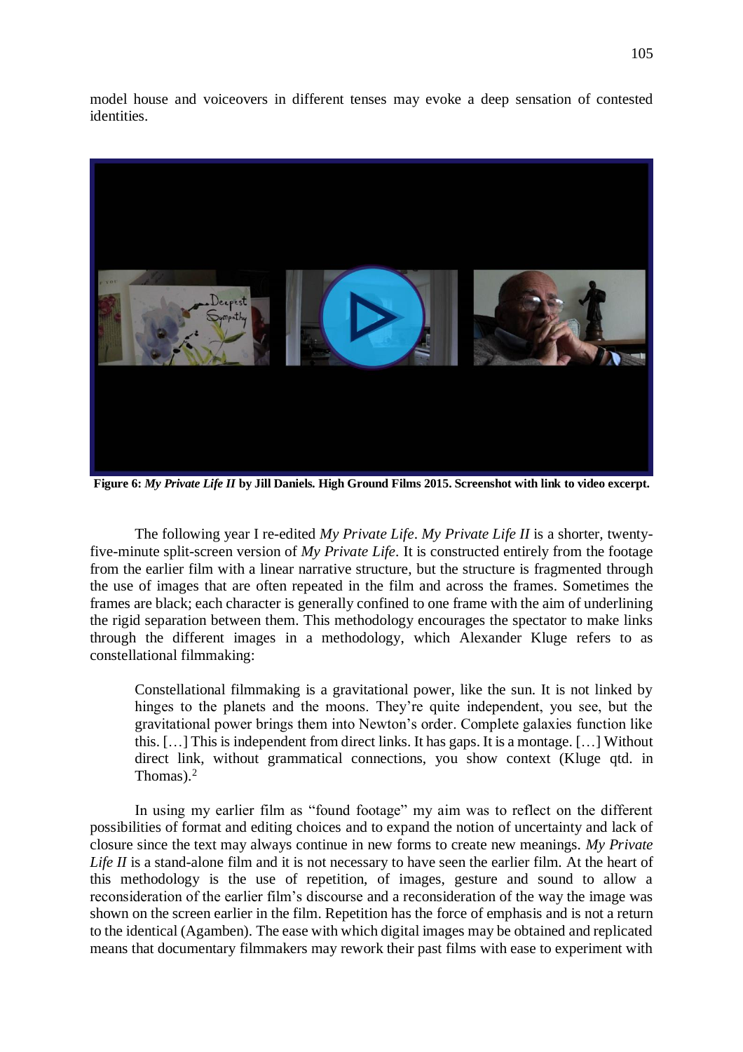model house and voiceovers in different tenses may evoke a deep sensation of contested identities.

**Figure 6:** ***My Private Life II*** **by Jill Daniels. High Ground Films 2015. Screenshot with link to video excerpt.**

The following year I re-edited *My Private Life*. *My Private Life II* is a shorter, twenty-five-minute split-screen version of *My Private Life*. It is constructed entirely from the footage from the earlier film with a linear narrative structure, but the structure is fragmented through the use of images that are often repeated in the film and across the frames. Sometimes the frames are black; each character is generally confined to one frame with the aim of underlining the rigid separation between them. This methodology encourages the spectator to make links through the different images in a methodology, which Alexander Kluge refers to as constellational filmmaking:

> Constellational filmmaking is a gravitational power, like the sun. It is not linked by hinges to the planets and the moons. They're quite independent, you see, but the gravitational power brings them into Newton's order. Complete galaxies function like this. […] This is independent from direct links. It has gaps. It is a montage. […] Without direct link, without grammatical connections, you show context (Kluge qtd. in Thomas).[2]

In using my earlier film as "found footage" my aim was to reflect on the different possibilities of format and editing choices and to expand the notion of uncertainty and lack of closure since the text may always continue in new forms to create new meanings. *My Private Life II* is a stand-alone film and it is not necessary to have seen the earlier film. At the heart of this methodology is the use of repetition, of images, gesture and sound to allow a reconsideration of the earlier film's discourse and a reconsideration of the way the image was shown on the screen earlier in the film. Repetition has the force of emphasis and is not a return to the identical (Agamben). The ease with which digital images may be obtained and replicated means that documentary filmmakers may rework their past films with ease to experiment with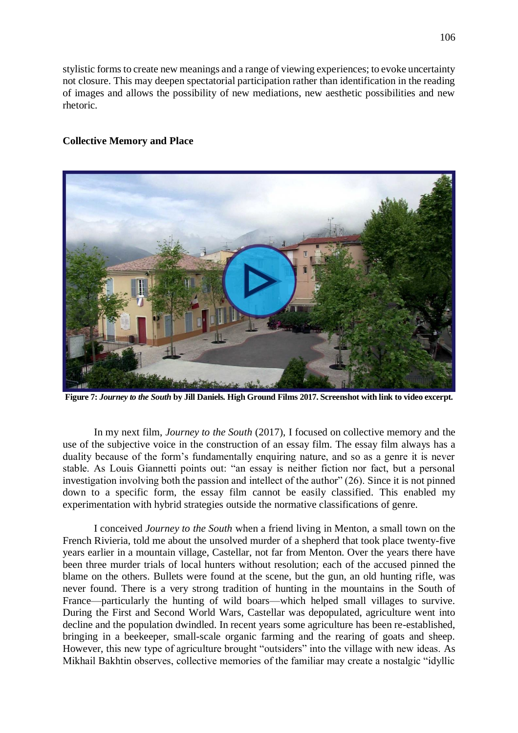stylistic forms to create new meanings and a range of viewing experiences; to evoke uncertainty not closure. This may deepen spectatorial participation rather than identification in the reading of images and allows the possibility of new mediations, new aesthetic possibilities and new rhetoric.

**Collective Memory and Place**

**Figure 7: *Journey to the South* by Jill Daniels. High Ground Films 2017. Screenshot with link to video excerpt.**

In my next film, *Journey to the South* (2017), I focused on collective memory and the use of the subjective voice in the construction of an essay film. The essay film always has a duality because of the form's fundamentally enquiring nature, and so as a genre it is never stable. As Louis Giannetti points out: "an essay is neither fiction nor fact, but a personal investigation involving both the passion and intellect of the author" (26). Since it is not pinned down to a specific form, the essay film cannot be easily classified. This enabled my experimentation with hybrid strategies outside the normative classifications of genre.

I conceived *Journey to the South* when a friend living in Menton, a small town on the French Rivieria, told me about the unsolved murder of a shepherd that took place twenty-five years earlier in a mountain village, Castellar, not far from Menton. Over the years there have been three murder trials of local hunters without resolution; each of the accused pinned the blame on the others. Bullets were found at the scene, but the gun, an old hunting rifle, was never found. There is a very strong tradition of hunting in the mountains in the South of France—particularly the hunting of wild boars—which helped small villages to survive. During the First and Second World Wars, Castellar was depopulated, agriculture went into decline and the population dwindled. In recent years some agriculture has been re-established, bringing in a beekeeper, small-scale organic farming and the rearing of goats and sheep. However, this new type of agriculture brought "outsiders" into the village with new ideas. As Mikhail Bakhtin observes, collective memories of the familiar may create a nostalgic "idyllic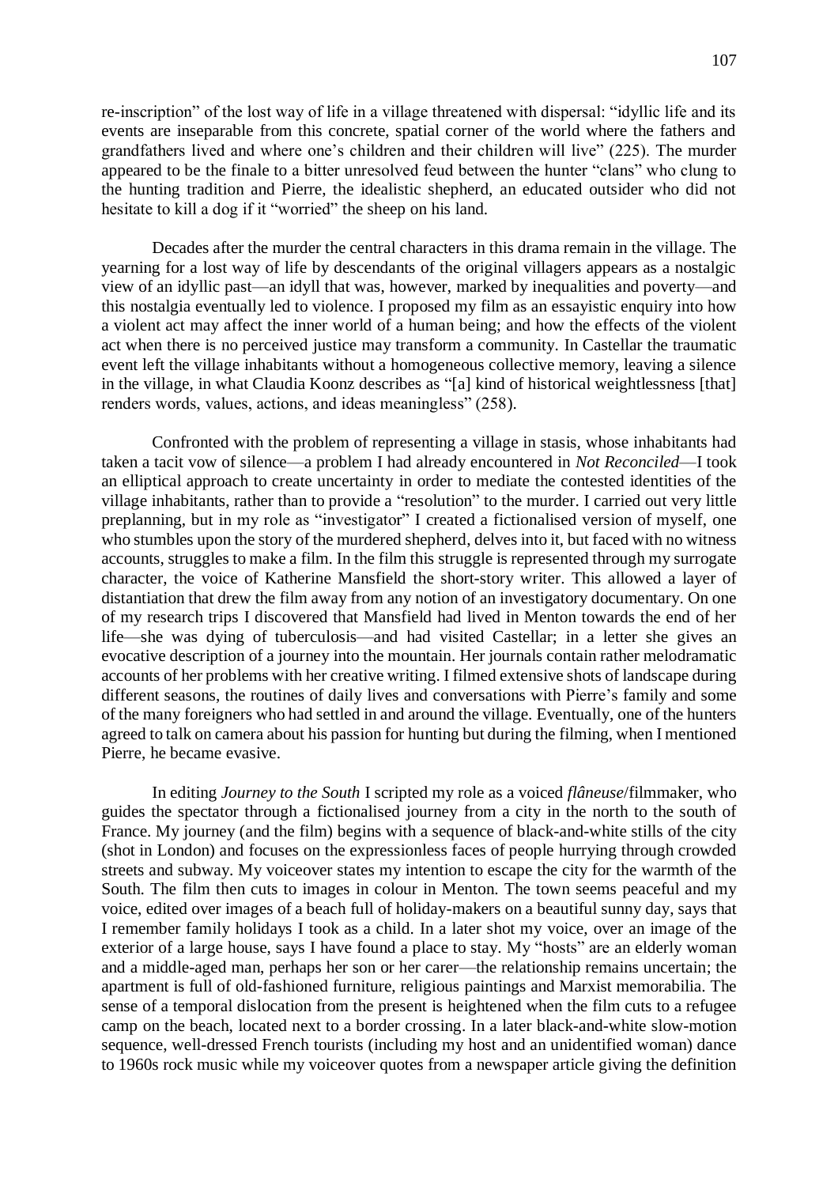re-inscription" of the lost way of life in a village threatened with dispersal: "idyllic life and its events are inseparable from this concrete, spatial corner of the world where the fathers and grandfathers lived and where one's children and their children will live" (225). The murder appeared to be the finale to a bitter unresolved feud between the hunter "clans" who clung to the hunting tradition and Pierre, the idealistic shepherd, an educated outsider who did not hesitate to kill a dog if it "worried" the sheep on his land.

Decades after the murder the central characters in this drama remain in the village. The yearning for a lost way of life by descendants of the original villagers appears as a nostalgic view of an idyllic past—an idyll that was, however, marked by inequalities and poverty—and this nostalgia eventually led to violence. I proposed my film as an essayistic enquiry into how a violent act may affect the inner world of a human being; and how the effects of the violent act when there is no perceived justice may transform a community. In Castellar the traumatic event left the village inhabitants without a homogeneous collective memory, leaving a silence in the village, in what Claudia Koonz describes as "[a] kind of historical weightlessness [that] renders words, values, actions, and ideas meaningless" (258).

Confronted with the problem of representing a village in stasis, whose inhabitants had taken a tacit vow of silence—a problem I had already encountered in *Not Reconciled*—I took an elliptical approach to create uncertainty in order to mediate the contested identities of the village inhabitants, rather than to provide a "resolution" to the murder. I carried out very little preplanning, but in my role as "investigator" I created a fictionalised version of myself, one who stumbles upon the story of the murdered shepherd, delves into it, but faced with no witness accounts, struggles to make a film. In the film this struggle is represented through my surrogate character, the voice of Katherine Mansfield the short-story writer. This allowed a layer of distantiation that drew the film away from any notion of an investigatory documentary. On one of my research trips I discovered that Mansfield had lived in Menton towards the end of her life—she was dying of tuberculosis—and had visited Castellar; in a letter she gives an evocative description of a journey into the mountain. Her journals contain rather melodramatic accounts of her problems with her creative writing. I filmed extensive shots of landscape during different seasons, the routines of daily lives and conversations with Pierre's family and some of the many foreigners who had settled in and around the village. Eventually, one of the hunters agreed to talk on camera about his passion for hunting but during the filming, when I mentioned Pierre, he became evasive.

In editing *Journey to the South* I scripted my role as a voiced *flâneuse*/filmmaker, who guides the spectator through a fictionalised journey from a city in the north to the south of France. My journey (and the film) begins with a sequence of black-and-white stills of the city (shot in London) and focuses on the expressionless faces of people hurrying through crowded streets and subway. My voiceover states my intention to escape the city for the warmth of the South. The film then cuts to images in colour in Menton. The town seems peaceful and my voice, edited over images of a beach full of holiday-makers on a beautiful sunny day, says that I remember family holidays I took as a child. In a later shot my voice, over an image of the exterior of a large house, says I have found a place to stay. My "hosts" are an elderly woman and a middle-aged man, perhaps her son or her carer—the relationship remains uncertain; the apartment is full of old-fashioned furniture, religious paintings and Marxist memorabilia. The sense of a temporal dislocation from the present is heightened when the film cuts to a refugee camp on the beach, located next to a border crossing. In a later black-and-white slow-motion sequence, well-dressed French tourists (including my host and an unidentified woman) dance to 1960s rock music while my voiceover quotes from a newspaper article giving the definition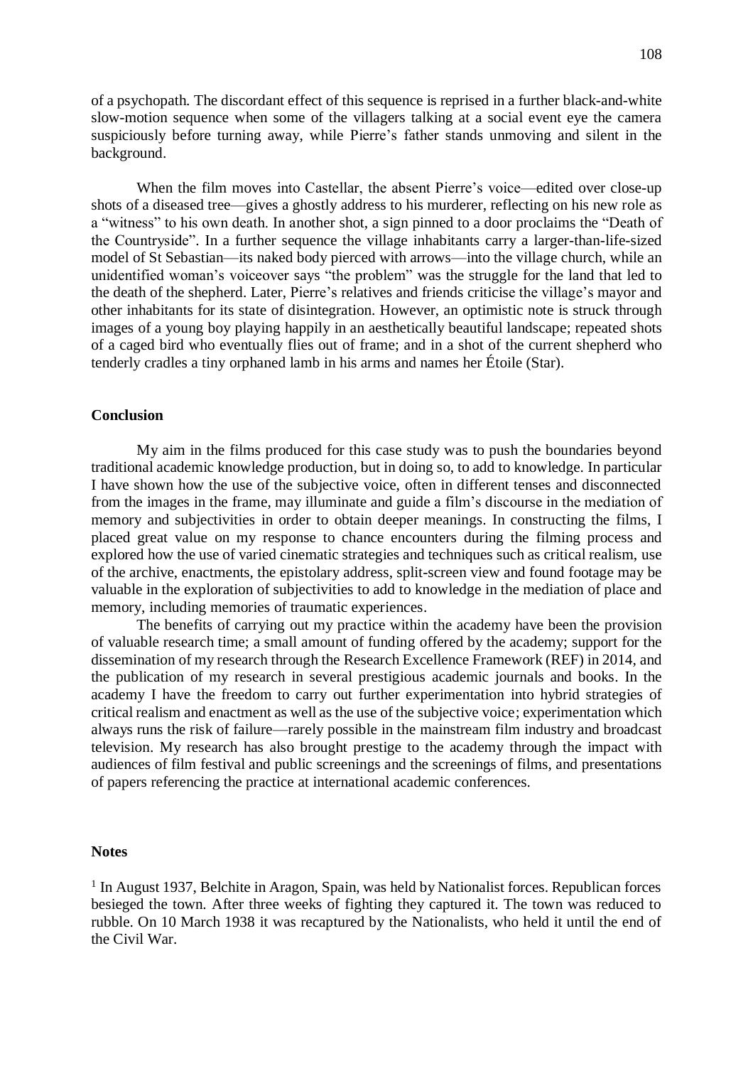of a psychopath. The discordant effect of this sequence is reprised in a further black-and-white slow-motion sequence when some of the villagers talking at a social event eye the camera suspiciously before turning away, while Pierre's father stands unmoving and silent in the background.

When the film moves into Castellar, the absent Pierre's voice—edited over close-up shots of a diseased tree—gives a ghostly address to his murderer, reflecting on his new role as a "witness" to his own death. In another shot, a sign pinned to a door proclaims the "Death of the Countryside". In a further sequence the village inhabitants carry a larger-than-life-sized model of St Sebastian—its naked body pierced with arrows—into the village church, while an unidentified woman's voiceover says "the problem" was the struggle for the land that led to the death of the shepherd. Later, Pierre's relatives and friends criticise the village's mayor and other inhabitants for its state of disintegration. However, an optimistic note is struck through images of a young boy playing happily in an aesthetically beautiful landscape; repeated shots of a caged bird who eventually flies out of frame; and in a shot of the current shepherd who tenderly cradles a tiny orphaned lamb in his arms and names her Étoile (Star).

## Conclusion

My aim in the films produced for this case study was to push the boundaries beyond traditional academic knowledge production, but in doing so, to add to knowledge. In particular I have shown how the use of the subjective voice, often in different tenses and disconnected from the images in the frame, may illuminate and guide a film's discourse in the mediation of memory and subjectivities in order to obtain deeper meanings. In constructing the films, I placed great value on my response to chance encounters during the filming process and explored how the use of varied cinematic strategies and techniques such as critical realism, use of the archive, enactments, the epistolary address, split-screen view and found footage may be valuable in the exploration of subjectivities to add to knowledge in the mediation of place and memory, including memories of traumatic experiences.

The benefits of carrying out my practice within the academy have been the provision of valuable research time; a small amount of funding offered by the academy; support for the dissemination of my research through the Research Excellence Framework (REF) in 2014, and the publication of my research in several prestigious academic journals and books. In the academy I have the freedom to carry out further experimentation into hybrid strategies of critical realism and enactment as well as the use of the subjective voice; experimentation which always runs the risk of failure—rarely possible in the mainstream film industry and broadcast television. My research has also brought prestige to the academy through the impact with audiences of film festival and public screenings and the screenings of films, and presentations of papers referencing the practice at international academic conferences.

## Notes

[1] In August 1937, Belchite in Aragon, Spain, was held by Nationalist forces. Republican forces besieged the town. After three weeks of fighting they captured it. The town was reduced to rubble. On 10 March 1938 it was recaptured by the Nationalists, who held it until the end of the Civil War.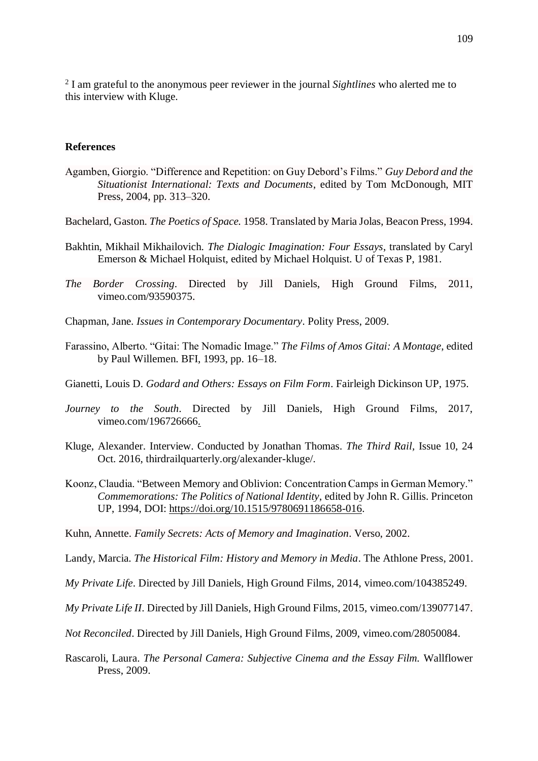[2] I am grateful to the anonymous peer reviewer in the journal *Sightlines* who alerted me to this interview with Kluge.

**References**

Agamben, Giorgio. "Difference and Repetition: on Guy Debord's Films." *Guy Debord and the Situationist International: Texts and Documents*, edited by Tom McDonough, MIT Press, 2004, pp. 313–320.

Bachelard, Gaston. *The Poetics of Space.* 1958. Translated by Maria Jolas, Beacon Press, 1994.

Bakhtin, Mikhail Mikhailovich. *The Dialogic Imagination: Four Essays*, translated by Caryl Emerson & Michael Holquist, edited by Michael Holquist. U of Texas P, 1981.

*The Border Crossing*. Directed by Jill Daniels, High Ground Films, 2011, vimeo.com/93590375.

Chapman, Jane. *Issues in Contemporary Documentary*. Polity Press, 2009.

Farassino, Alberto. "Gitai: The Nomadic Image." *The Films of Amos Gitai: A Montage*, edited by Paul Willemen. BFI, 1993, pp. 16–18.

Gianetti, Louis D. *Godard and Others: Essays on Film Form*. Fairleigh Dickinson UP, 1975.

*Journey to the South*. Directed by Jill Daniels, High Ground Films, 2017, vimeo.com/196726666.

Kluge, Alexander. Interview. Conducted by Jonathan Thomas. *The Third Rail*, Issue 10, 24 Oct. 2016, thirdrailquarterly.org/alexander-kluge/.

Koonz, Claudia. "Between Memory and Oblivion: Concentration Camps in German Memory." *Commemorations: The Politics of National Identity*, edited by John R. Gillis. Princeton UP, 1994, DOI: https://doi.org/10.1515/9780691186658-016.

Kuhn, Annette. *Family Secrets: Acts of Memory and Imagination*. Verso, 2002.

Landy, Marcia. *The Historical Film: History and Memory in Media*. The Athlone Press, 2001.

*My Private Life*. Directed by Jill Daniels, High Ground Films, 2014, vimeo.com/104385249.

*My Private Life II*. Directed by Jill Daniels, High Ground Films, 2015, vimeo.com/139077147.

*Not Reconciled*. Directed by Jill Daniels, High Ground Films, 2009, vimeo.com/28050084.

Rascaroli, Laura. *The Personal Camera: Subjective Cinema and the Essay Film.* Wallflower Press, 2009.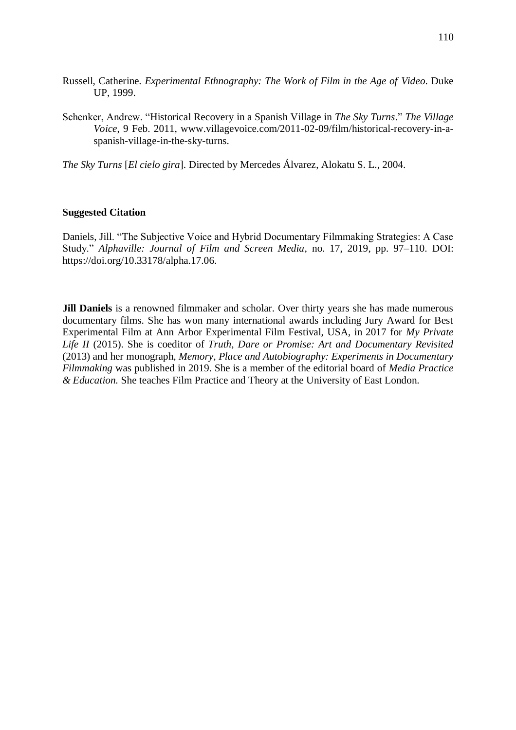Russell, Catherine. *Experimental Ethnography: The Work of Film in the Age of Video*. Duke UP, 1999.

Schenker, Andrew. "Historical Recovery in a Spanish Village in *The Sky Turns*." *The Village Voice*, 9 Feb. 2011, www.villagevoice.com/2011-02-09/film/historical-recovery-in-a-spanish-village-in-the-sky-turns.

*The Sky Turns* [*El cielo gira*]. Directed by Mercedes Álvarez, Alokatu S. L., 2004.

**Suggested Citation**

Daniels, Jill. "The Subjective Voice and Hybrid Documentary Filmmaking Strategies: A Case Study." *Alphaville: Journal of Film and Screen Media*, no. 17, 2019, pp. 97–110. DOI: https://doi.org/10.33178/alpha.17.06.

**Jill Daniels** is a renowned filmmaker and scholar. Over thirty years she has made numerous documentary films. She has won many international awards including Jury Award for Best Experimental Film at Ann Arbor Experimental Film Festival, USA, in 2017 for *My Private Life II* (2015). She is coeditor of *Truth, Dare or Promise: Art and Documentary Revisited* (2013) and her monograph, *Memory, Place and Autobiography: Experiments in Documentary Filmmaking* was published in 2019. She is a member of the editorial board of *Media Practice & Education.* She teaches Film Practice and Theory at the University of East London.